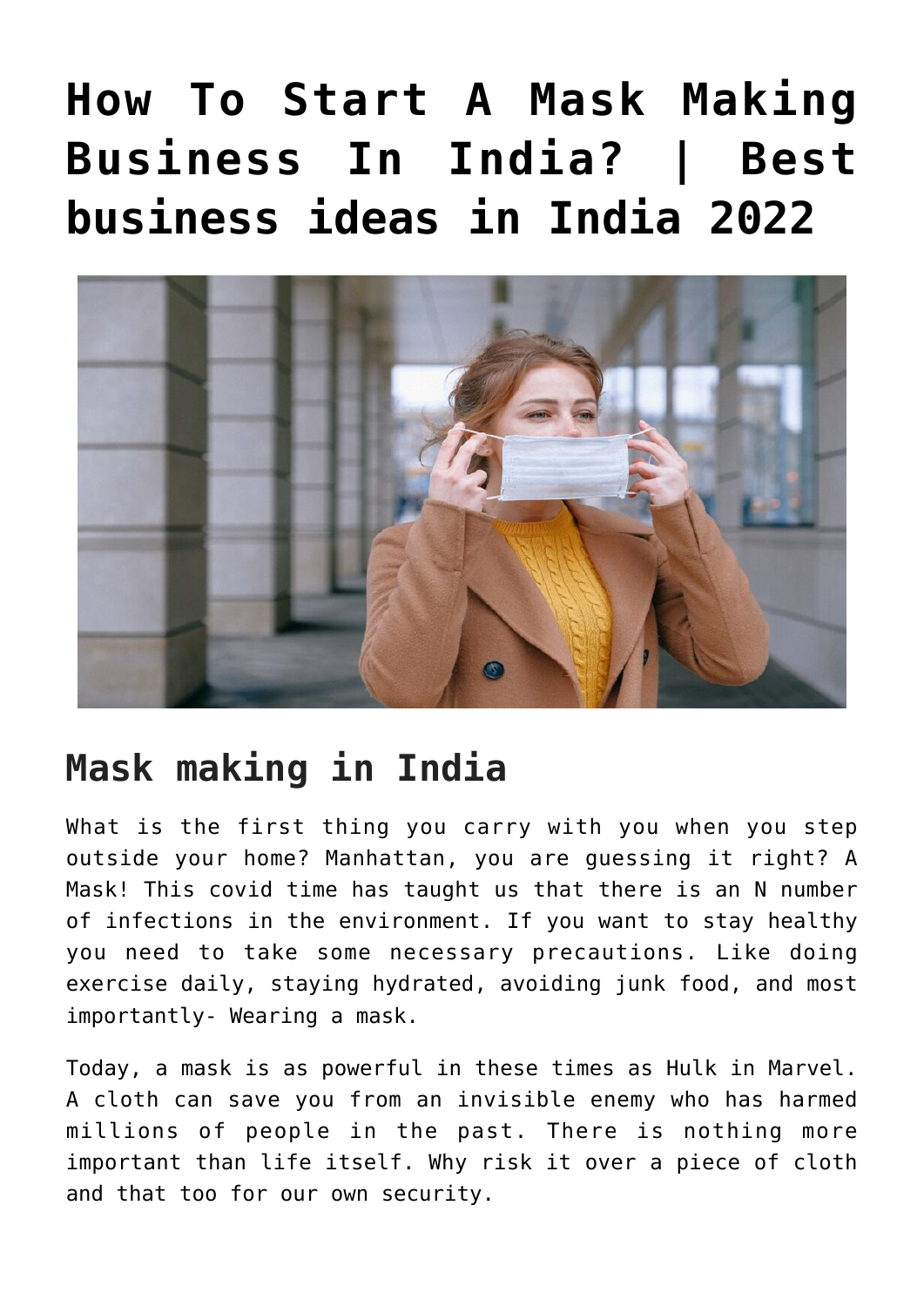# How To Start A Mask Making Business In India? | Best business ideas in India 2022

## Mask making in India

What is the first thing you carry with you when you step outside your home? Manhattan, you are guessing it right? A Mask! This covid time has taught us that there is an N number of infections in the environment. If you want to stay healthy you need to take some necessary precautions. Like doing exercise daily, staying hydrated, avoiding junk food, and most importantly- Wearing a mask.

Today, a mask is as powerful in these times as Hulk in Marvel. A cloth can save you from an invisible enemy who has harmed millions of people in the past. There is nothing more important than life itself. Why risk it over a piece of cloth and that too for our own security.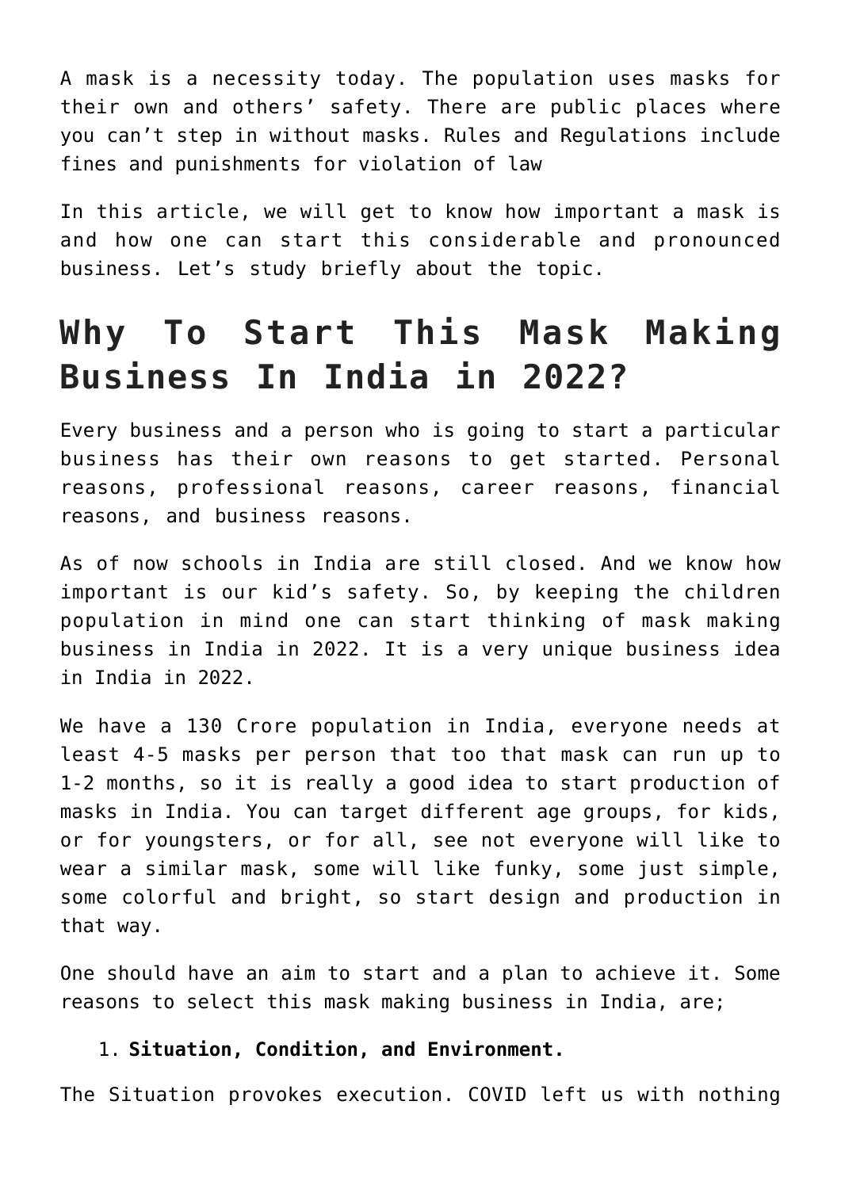A mask is a necessity today. The population uses masks for their own and others' safety. There are public places where you can't step in without masks. Rules and Regulations include fines and punishments for violation of law

In this article, we will get to know how important a mask is and how one can start this considerable and pronounced business. Let's study briefly about the topic.

## Why To Start This Mask Making Business In India in 2022?

Every business and a person who is going to start a particular business has their own reasons to get started. Personal reasons, professional reasons, career reasons, financial reasons, and business reasons.

As of now schools in India are still closed. And we know how important is our kid's safety. So, by keeping the children population in mind one can start thinking of mask making business in India in 2022. It is a very unique business idea in India in 2022.

We have a 130 Crore population in India, everyone needs at least 4-5 masks per person that too that mask can run up to 1-2 months, so it is really a good idea to start production of masks in India. You can target different age groups, for kids, or for youngsters, or for all, see not everyone will like to wear a similar mask, some will like funky, some just simple, some colorful and bright, so start design and production in that way.

One should have an aim to start and a plan to achieve it. Some reasons to select this mask making business in India, are;

1. **Situation, Condition, and Environment.**

The Situation provokes execution. COVID left us with nothing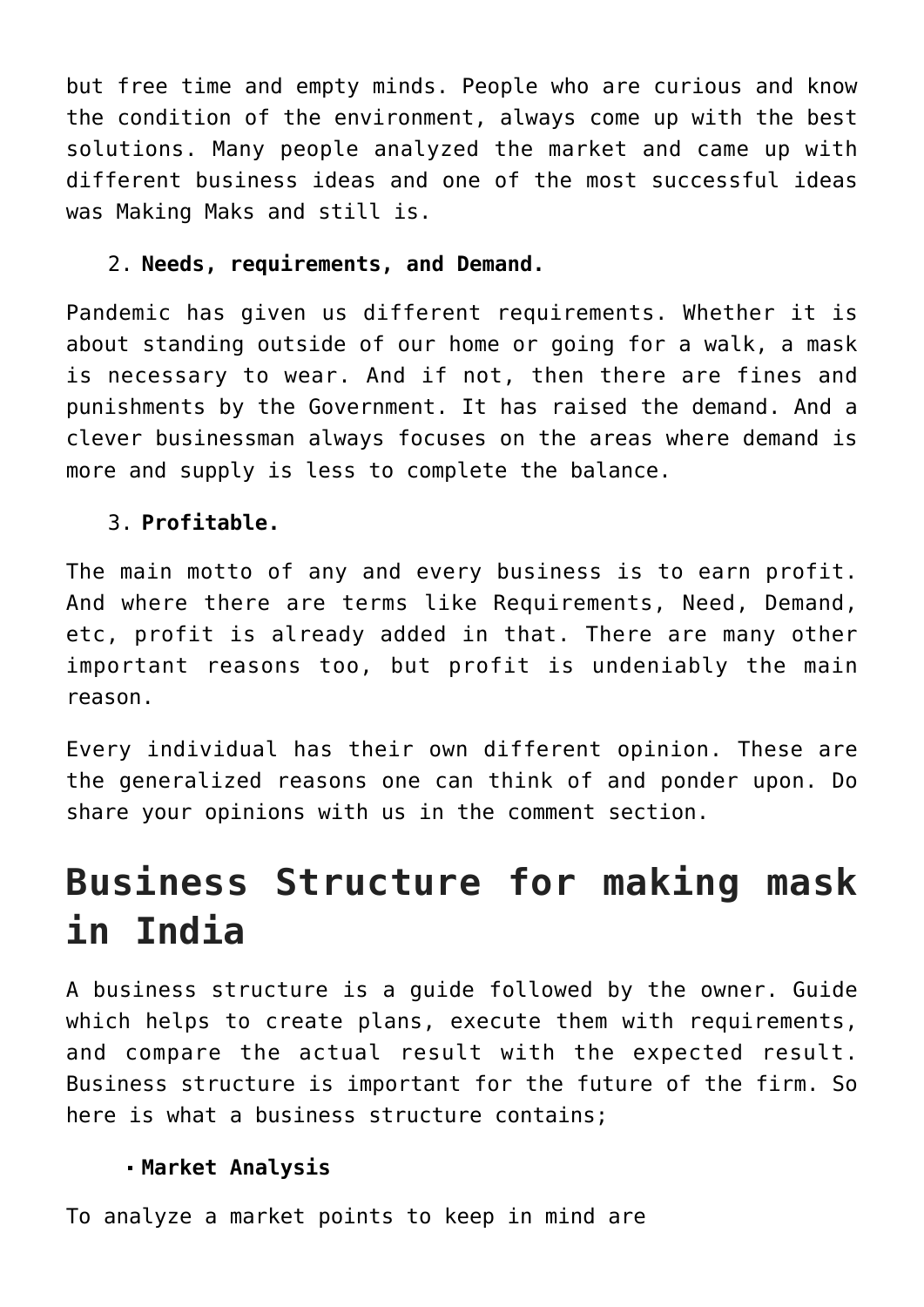but free time and empty minds. People who are curious and know the condition of the environment, always come up with the best solutions. Many people analyzed the market and came up with different business ideas and one of the most successful ideas was Making Maks and still is.

2. **Needs, requirements, and Demand.**

Pandemic has given us different requirements. Whether it is about standing outside of our home or going for a walk, a mask is necessary to wear. And if not, then there are fines and punishments by the Government. It has raised the demand. And a clever businessman always focuses on the areas where demand is more and supply is less to complete the balance.

3. **Profitable.**

The main motto of any and every business is to earn profit. And where there are terms like Requirements, Need, Demand, etc, profit is already added in that. There are many other important reasons too, but profit is undeniably the main reason.

Every individual has their own different opinion. These are the generalized reasons one can think of and ponder upon. Do share your opinions with us in the comment section.

# Business Structure for making mask in India

A business structure is a guide followed by the owner. Guide which helps to create plans, execute them with requirements, and compare the actual result with the expected result. Business structure is important for the future of the firm. So here is what a business structure contains;

- **Market Analysis**

To analyze a market points to keep in mind are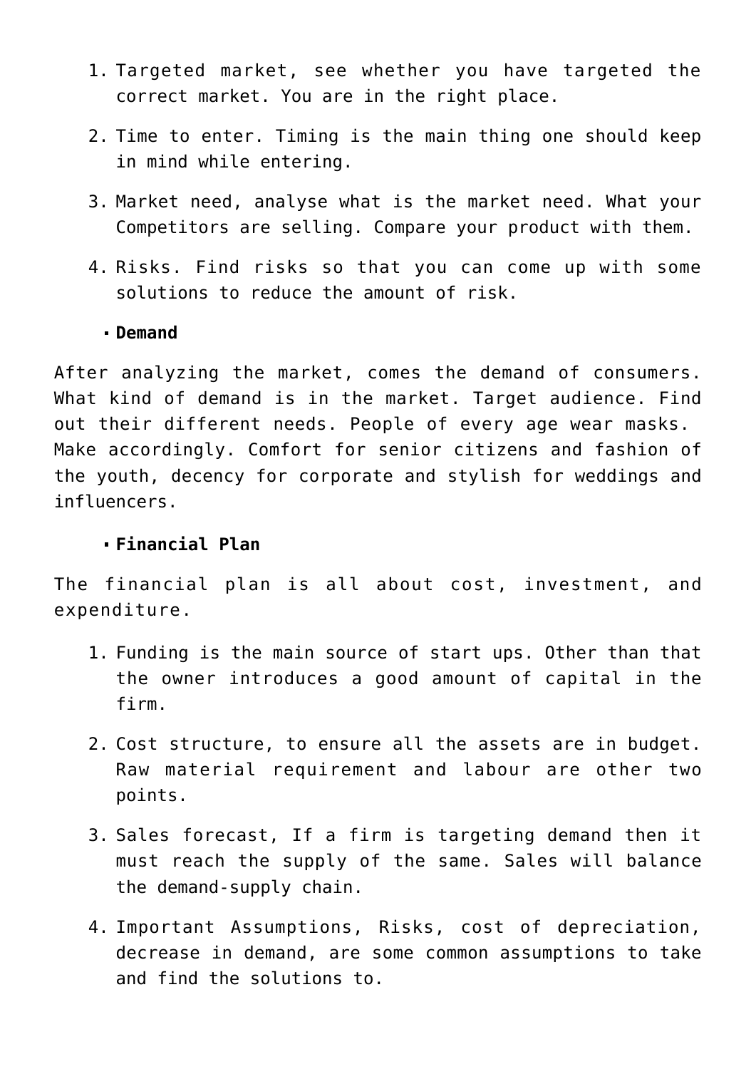1. Targeted market, see whether you have targeted the correct market. You are in the right place.
2. Time to enter. Timing is the main thing one should keep in mind while entering.
3. Market need, analyse what is the market need. What your Competitors are selling. Compare your product with them.
4. Risks. Find risks so that you can come up with some solutions to reduce the amount of risk.

- **Demand**

After analyzing the market, comes the demand of consumers. What kind of demand is in the market. Target audience. Find out their different needs. People of every age wear masks. Make accordingly. Comfort for senior citizens and fashion of the youth, decency for corporate and stylish for weddings and influencers.

- **Financial Plan**

The financial plan is all about cost, investment, and expenditure.

1. Funding is the main source of start ups. Other than that the owner introduces a good amount of capital in the firm.
2. Cost structure, to ensure all the assets are in budget. Raw material requirement and labour are other two points.
3. Sales forecast, If a firm is targeting demand then it must reach the supply of the same. Sales will balance the demand-supply chain.
4. Important Assumptions, Risks, cost of depreciation, decrease in demand, are some common assumptions to take and find the solutions to.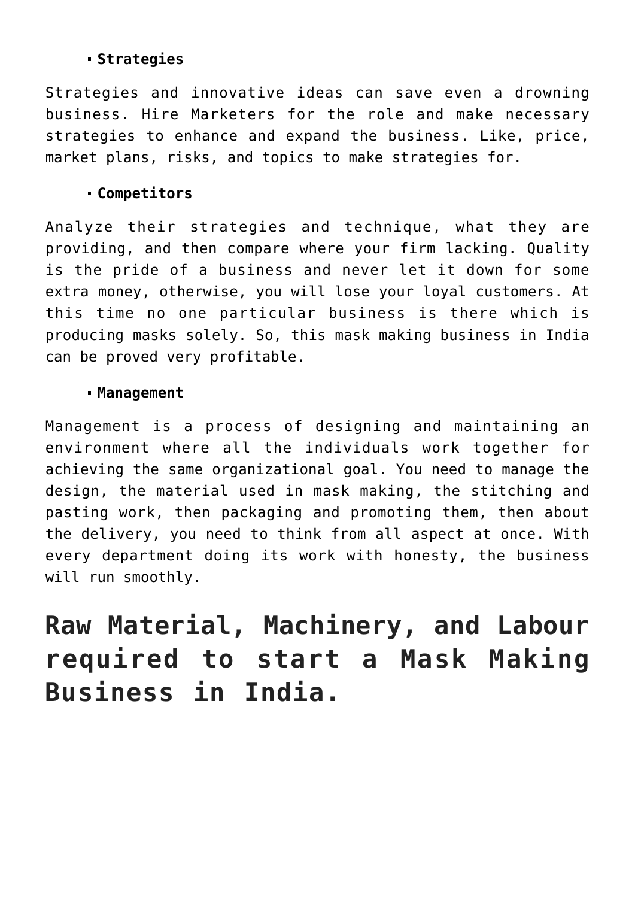- **Strategies**

Strategies and innovative ideas can save even a drowning business. Hire Marketers for the role and make necessary strategies to enhance and expand the business. Like, price, market plans, risks, and topics to make strategies for.

- **Competitors**

Analyze their strategies and technique, what they are providing, and then compare where your firm lacking. Quality is the pride of a business and never let it down for some extra money, otherwise, you will lose your loyal customers. At this time no one particular business is there which is producing masks solely. So, this mask making business in India can be proved very profitable.

- **Management**

Management is a process of designing and maintaining an environment where all the individuals work together for achieving the same organizational goal. You need to manage the design, the material used in mask making, the stitching and pasting work, then packaging and promoting them, then about the delivery, you need to think from all aspect at once. With every department doing its work with honesty, the business will run smoothly.

# Raw Material, Machinery, and Labour required to start a Mask Making Business in India.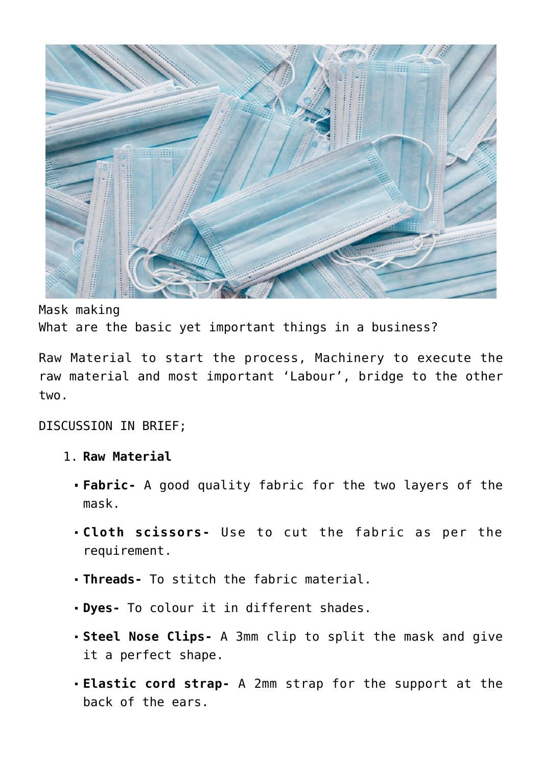Mask making

What are the basic yet important things in a business?

Raw Material to start the process, Machinery to execute the raw material and most important 'Labour', bridge to the other two.

DISCUSSION IN BRIEF;

1. **Raw Material**
   - **Fabric-** A good quality fabric for the two layers of the mask.
   - **Cloth scissors-** Use to cut the fabric as per the requirement.
   - **Threads-** To stitch the fabric material.
   - **Dyes-** To colour it in different shades.
   - **Steel Nose Clips-** A 3mm clip to split the mask and give it a perfect shape.
   - **Elastic cord strap-** A 2mm strap for the support at the back of the ears.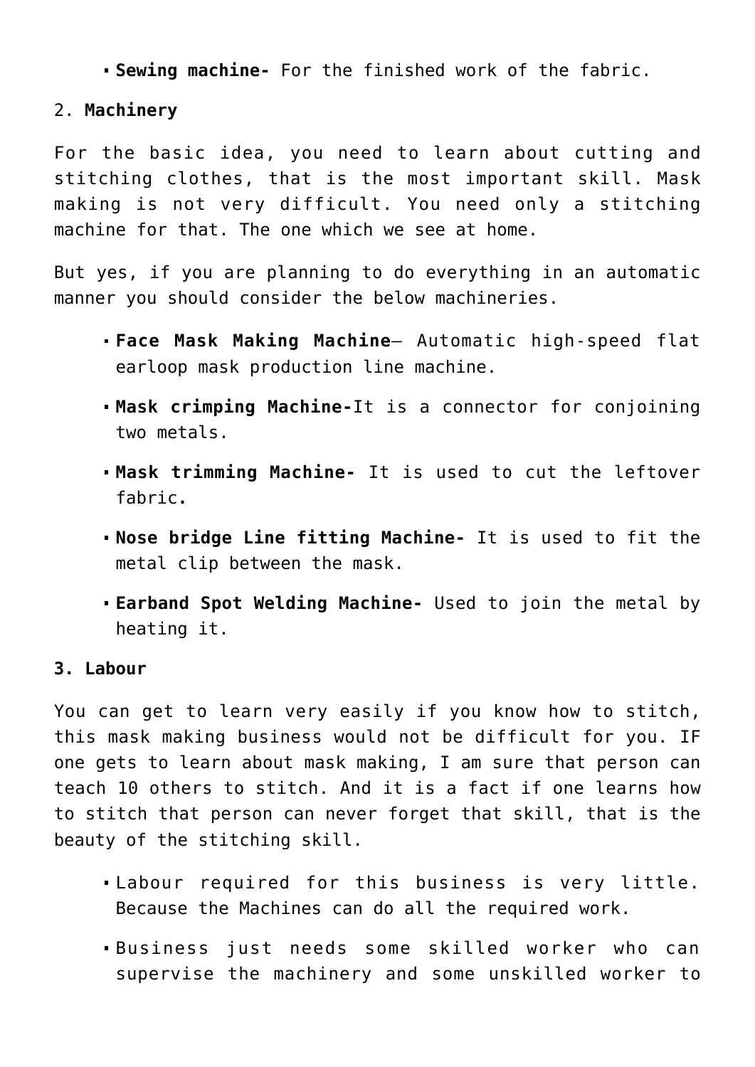- **Sewing machine-** For the finished work of the fabric.

2. **Machinery**

For the basic idea, you need to learn about cutting and stitching clothes, that is the most important skill. Mask making is not very difficult. You need only a stitching machine for that. The one which we see at home.

But yes, if you are planning to do everything in an automatic manner you should consider the below machineries.

- **Face Mask Making Machine**– Automatic high-speed flat earloop mask production line machine.
- **Mask crimping Machine-**It is a connector for conjoining two metals.
- **Mask trimming Machine-** It is used to cut the leftover fabric**.**
- **Nose bridge Line fitting Machine-** It is used to fit the metal clip between the mask.
- **Earband Spot Welding Machine-** Used to join the metal by heating it.

**3. Labour**

You can get to learn very easily if you know how to stitch, this mask making business would not be difficult for you. IF one gets to learn about mask making, I am sure that person can teach 10 others to stitch. And it is a fact if one learns how to stitch that person can never forget that skill, that is the beauty of the stitching skill.

- Labour required for this business is very little. Because the Machines can do all the required work.
- Business just needs some skilled worker who can supervise the machinery and some unskilled worker to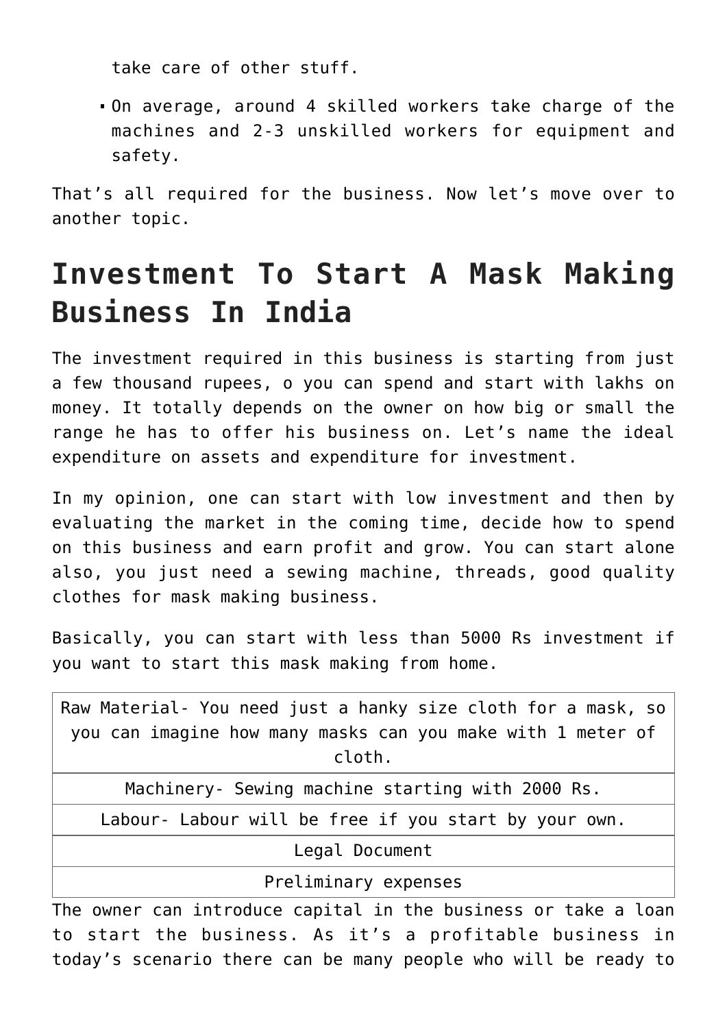take care of other stuff.

- On average, around 4 skilled workers take charge of the machines and 2-3 unskilled workers for equipment and safety.

That's all required for the business. Now let's move over to another topic.

# Investment To Start A Mask Making Business In India

The investment required in this business is starting from just a few thousand rupees, o you can spend and start with lakhs on money. It totally depends on the owner on how big or small the range he has to offer his business on. Let's name the ideal expenditure on assets and expenditure for investment.

In my opinion, one can start with low investment and then by evaluating the market in the coming time, decide how to spend on this business and earn profit and grow. You can start alone also, you just need a sewing machine, threads, good quality clothes for mask making business.

Basically, you can start with less than 5000 Rs investment if you want to start this mask making from home.

| Raw Material- You need just a hanky size cloth for a mask, so you can imagine how many masks can you make with 1 meter of cloth. |
|---|
| Machinery- Sewing machine starting with 2000 Rs. |
| Labour- Labour will be free if you start by your own. |
| Legal Document |
| Preliminary expenses |

The owner can introduce capital in the business or take a loan to start the business. As it's a profitable business in today's scenario there can be many people who will be ready to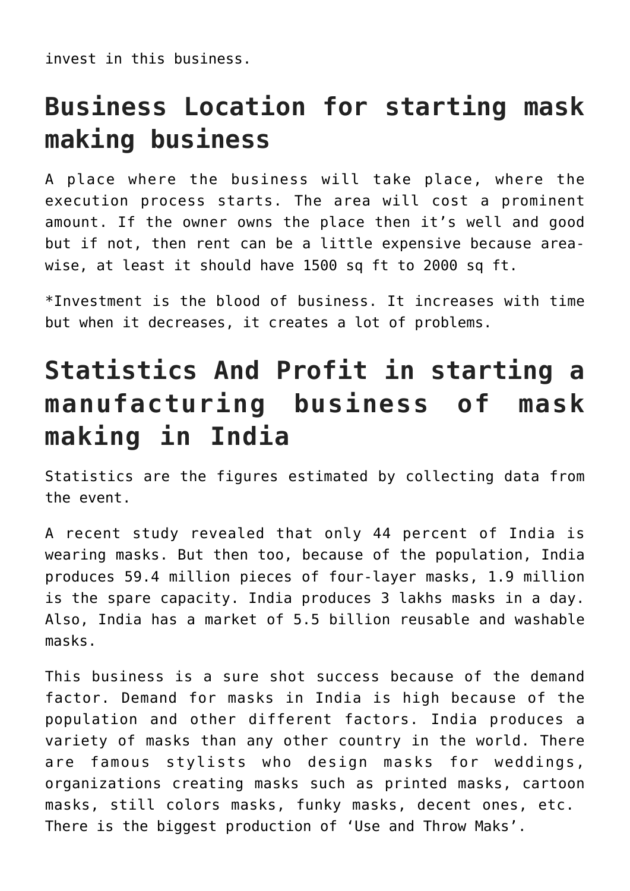invest in this business.

## Business Location for starting mask making business

A place where the business will take place, where the execution process starts. The area will cost a prominent amount. If the owner owns the place then it's well and good but if not, then rent can be a little expensive because area-wise, at least it should have 1500 sq ft to 2000 sq ft.

*Investment is the blood of business. It increases with time but when it decreases, it creates a lot of problems.

## Statistics And Profit in starting a manufacturing business of mask making in India

Statistics are the figures estimated by collecting data from the event.

A recent study revealed that only 44 percent of India is wearing masks. But then too, because of the population, India produces 59.4 million pieces of four-layer masks, 1.9 million is the spare capacity. India produces 3 lakhs masks in a day. Also, India has a market of 5.5 billion reusable and washable masks.

This business is a sure shot success because of the demand factor. Demand for masks in India is high because of the population and other different factors. India produces a variety of masks than any other country in the world. There are famous stylists who design masks for weddings, organizations creating masks such as printed masks, cartoon masks, still colors masks, funky masks, decent ones, etc. There is the biggest production of 'Use and Throw Maks'.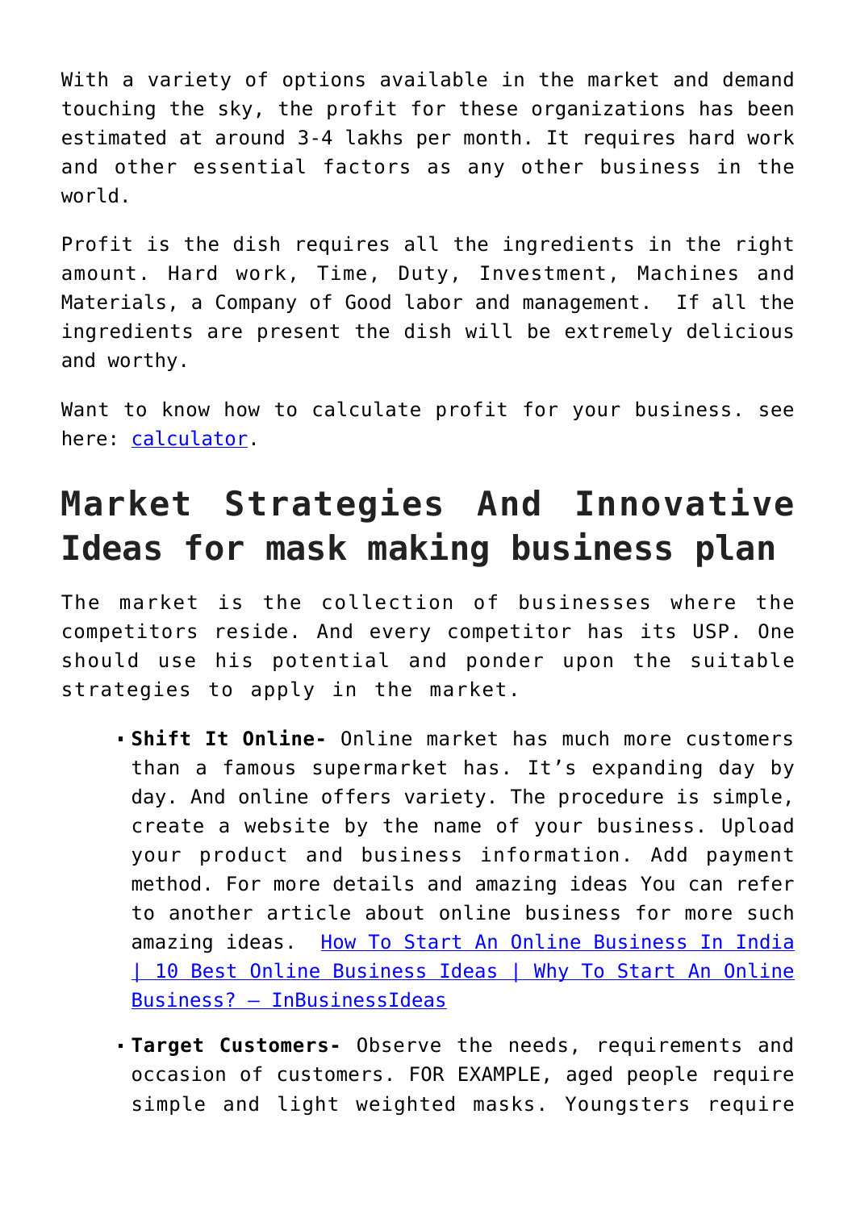With a variety of options available in the market and demand touching the sky, the profit for these organizations has been estimated at around 3-4 lakhs per month. It requires hard work and other essential factors as any other business in the world.

Profit is the dish requires all the ingredients in the right amount. Hard work, Time, Duty, Investment, Machines and Materials, a Company of Good labor and management. If all the ingredients are present the dish will be extremely delicious and worthy.

Want to know how to calculate profit for your business. see here: [calculator](calculator).

## Market Strategies And Innovative Ideas for mask making business plan

The market is the collection of businesses where the competitors reside. And every competitor has its USP. One should use his potential and ponder upon the suitable strategies to apply in the market.

- **Shift It Online-** Online market has much more customers than a famous supermarket has. It's expanding day by day. And online offers variety. The procedure is simple, create a website by the name of your business. Upload your product and business information. Add payment method. For more details and amazing ideas You can refer to another article about online business for more such amazing ideas. How To Start An Online Business In India | 10 Best Online Business Ideas | Why To Start An Online Business? – InBusinessIdeas
- **Target Customers-** Observe the needs, requirements and occasion of customers. FOR EXAMPLE, aged people require simple and light weighted masks. Youngsters require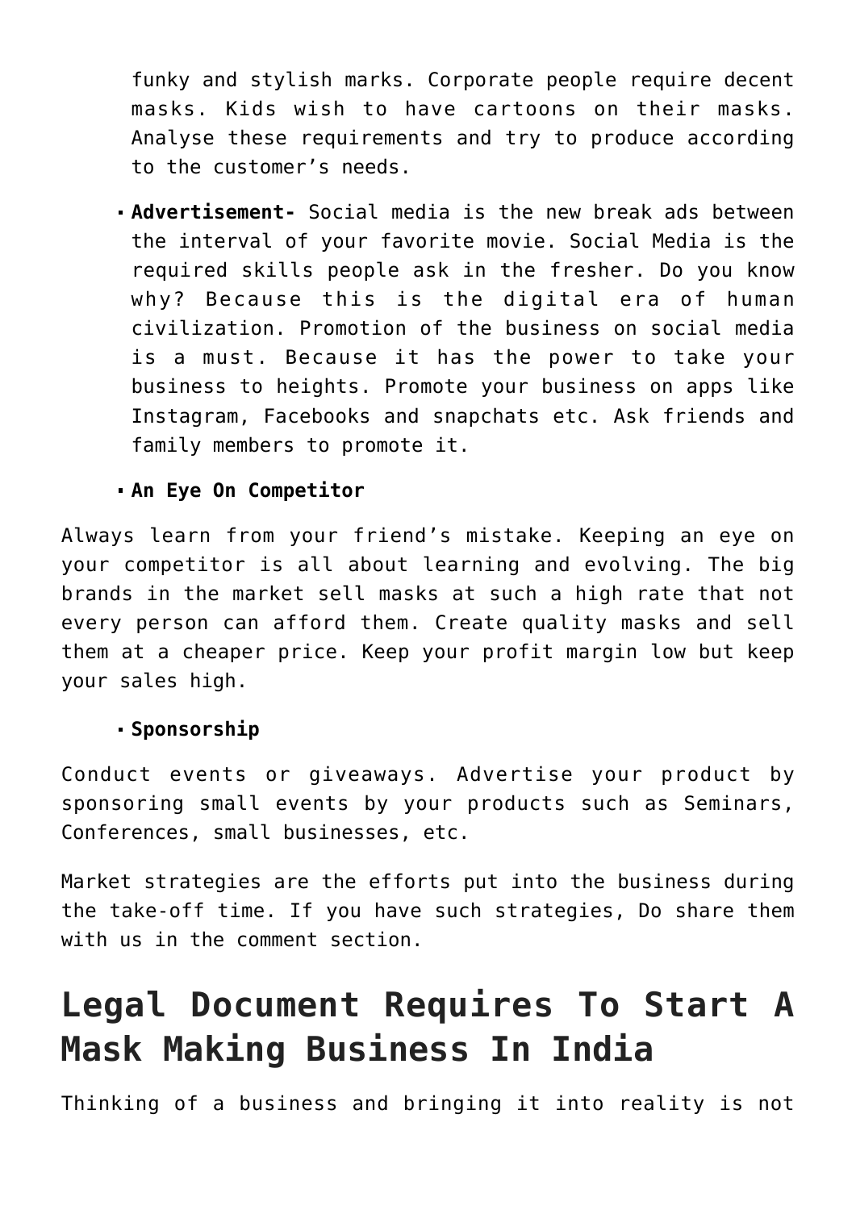funky and stylish marks. Corporate people require decent masks. Kids wish to have cartoons on their masks. Analyse these requirements and try to produce according to the customer's needs.

- **Advertisement-** Social media is the new break ads between the interval of your favorite movie. Social Media is the required skills people ask in the fresher. Do you know why? Because this is the digital era of human civilization. Promotion of the business on social media is a must. Because it has the power to take your business to heights. Promote your business on apps like Instagram, Facebooks and snapchats etc. Ask friends and family members to promote it.

- **An Eye On Competitor**

Always learn from your friend's mistake. Keeping an eye on your competitor is all about learning and evolving. The big brands in the market sell masks at such a high rate that not every person can afford them. Create quality masks and sell them at a cheaper price. Keep your profit margin low but keep your sales high.

- **Sponsorship**

Conduct events or giveaways. Advertise your product by sponsoring small events by your products such as Seminars, Conferences, small businesses, etc.

Market strategies are the efforts put into the business during the take-off time. If you have such strategies, Do share them with us in the comment section.

# Legal Document Requires To Start A Mask Making Business In India

Thinking of a business and bringing it into reality is not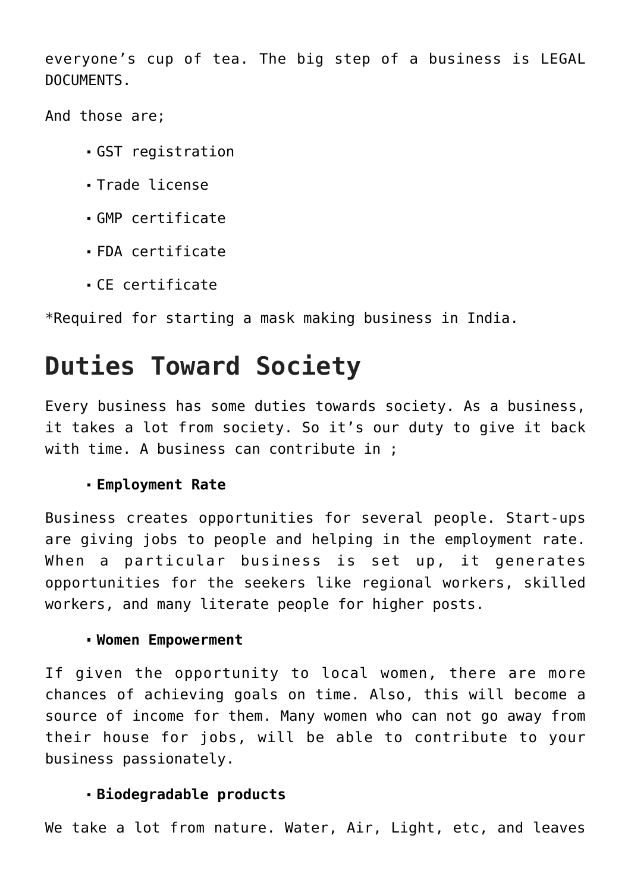everyone’s cup of tea. The big step of a business is LEGAL DOCUMENTS.

And those are;

- GST registration
- Trade license
- GMP certificate
- FDA certificate
- CE certificate

*Required for starting a mask making business in India.

# Duties Toward Society

Every business has some duties towards society. As a business, it takes a lot from society. So it’s our duty to give it back with time. A business can contribute in ;

- **Employment Rate**

Business creates opportunities for several people. Start-ups are giving jobs to people and helping in the employment rate. When a particular business is set up, it generates opportunities for the seekers like regional workers, skilled workers, and many literate people for higher posts.

- **Women Empowerment**

If given the opportunity to local women, there are more chances of achieving goals on time. Also, this will become a source of income for them. Many women who can not go away from their house for jobs, will be able to contribute to your business passionately.

- **Biodegradable products**

We take a lot from nature. Water, Air, Light, etc, and leaves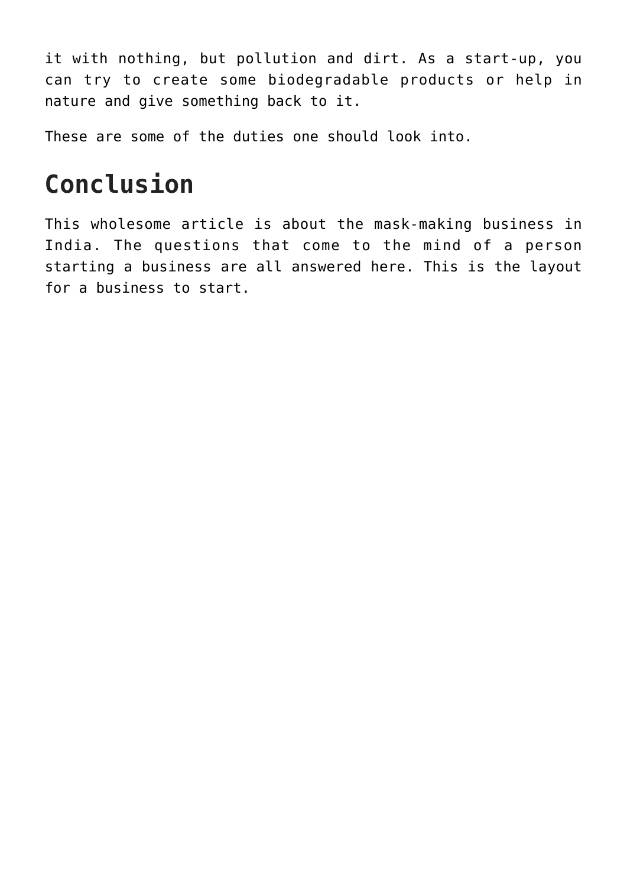it with nothing, but pollution and dirt. As a start-up, you can try to create some biodegradable products or help in nature and give something back to it.

These are some of the duties one should look into.

## Conclusion

This wholesome article is about the mask-making business in India. The questions that come to the mind of a person starting a business are all answered here. This is the layout for a business to start.